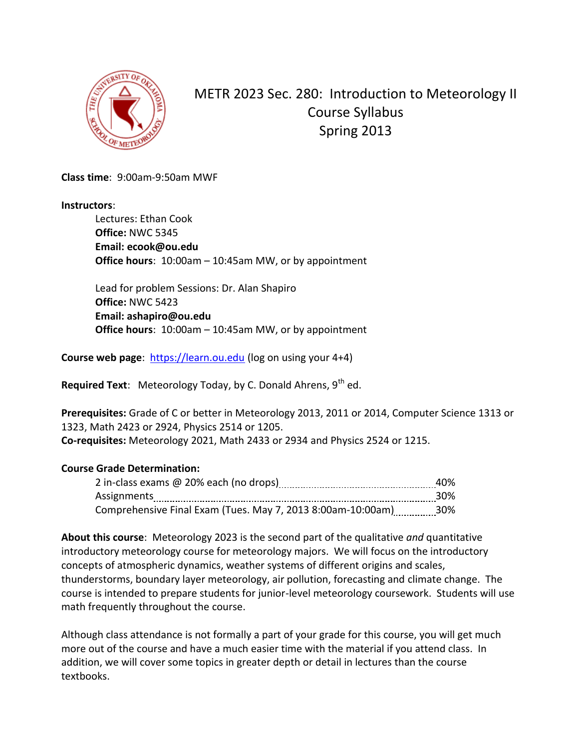# METR 2023 Sec. 280: Introduction to Meteorology II
## Course Syllabus
## Spring 2013

**Class time**: 9:00am-9:50am MWF

**Instructors**:

Lectures: Ethan Cook
**Office:** NWC 5345
**Email: ecook@ou.edu**
**Office hours**: 10:00am – 10:45am MW, or by appointment

Lead for problem Sessions: Dr. Alan Shapiro
**Office:** NWC 5423
**Email: ashapiro@ou.edu**
**Office hours**: 10:00am – 10:45am MW, or by appointment

**Course web page**: https://learn.ou.edu (log on using your 4+4)

**Required Text**: Meteorology Today, by C. Donald Ahrens, 9th ed.

**Prerequisites:** Grade of C or better in Meteorology 2013, 2011 or 2014, Computer Science 1313 or 1323, Math 2423 or 2924, Physics 2514 or 1205.
**Co-requisites:** Meteorology 2021, Math 2433 or 2934 and Physics 2524 or 1215.

**Course Grade Determination:**

| | |
|---|---|
| 2 in-class exams @ 20% each (no drops) | 40% |
| Assignments | 30% |
| Comprehensive Final Exam (Tues. May 7, 2013 8:00am-10:00am) | 30% |

**About this course**: Meteorology 2023 is the second part of the qualitative *and* quantitative introductory meteorology course for meteorology majors. We will focus on the introductory concepts of atmospheric dynamics, weather systems of different origins and scales, thunderstorms, boundary layer meteorology, air pollution, forecasting and climate change. The course is intended to prepare students for junior-level meteorology coursework. Students will use math frequently throughout the course.

Although class attendance is not formally a part of your grade for this course, you will get much more out of the course and have a much easier time with the material if you attend class. In addition, we will cover some topics in greater depth or detail in lectures than the course textbooks.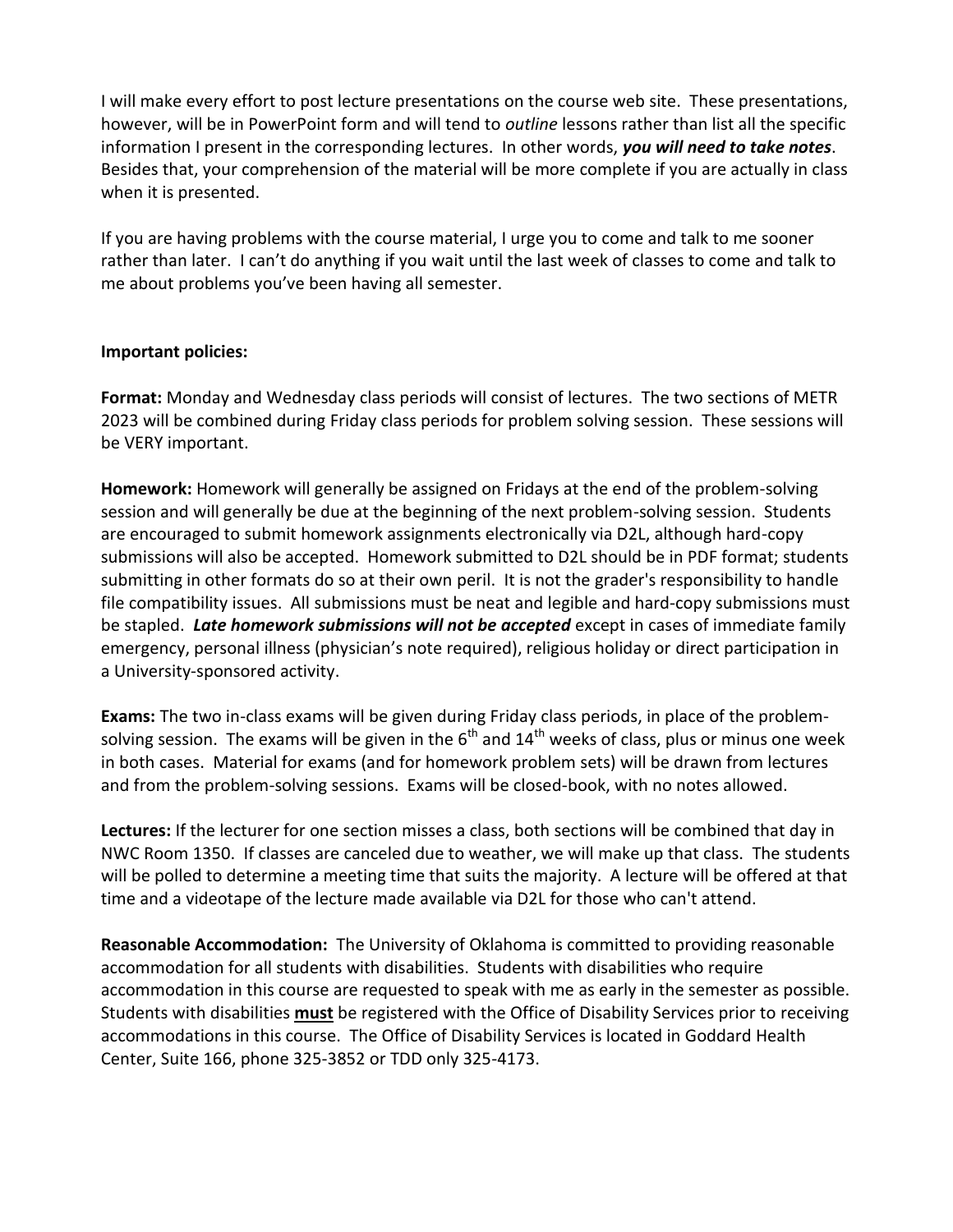I will make every effort to post lecture presentations on the course web site. These presentations, however, will be in PowerPoint form and will tend to *outline* lessons rather than list all the specific information I present in the corresponding lectures. In other words, ***you will need to take notes***. Besides that, your comprehension of the material will be more complete if you are actually in class when it is presented.

If you are having problems with the course material, I urge you to come and talk to me sooner rather than later. I can't do anything if you wait until the last week of classes to come and talk to me about problems you've been having all semester.

**Important policies:**

**Format:** Monday and Wednesday class periods will consist of lectures. The two sections of METR 2023 will be combined during Friday class periods for problem solving session. These sessions will be VERY important.

**Homework:** Homework will generally be assigned on Fridays at the end of the problem-solving session and will generally be due at the beginning of the next problem-solving session. Students are encouraged to submit homework assignments electronically via D2L, although hard-copy submissions will also be accepted. Homework submitted to D2L should be in PDF format; students submitting in other formats do so at their own peril. It is not the grader's responsibility to handle file compatibility issues. All submissions must be neat and legible and hard-copy submissions must be stapled. ***Late homework submissions will not be accepted*** except in cases of immediate family emergency, personal illness (physician's note required), religious holiday or direct participation in a University-sponsored activity.

**Exams:** The two in-class exams will be given during Friday class periods, in place of the problem-solving session. The exams will be given in the 6th and 14th weeks of class, plus or minus one week in both cases. Material for exams (and for homework problem sets) will be drawn from lectures and from the problem-solving sessions. Exams will be closed-book, with no notes allowed.

**Lectures:** If the lecturer for one section misses a class, both sections will be combined that day in NWC Room 1350. If classes are canceled due to weather, we will make up that class. The students will be polled to determine a meeting time that suits the majority. A lecture will be offered at that time and a videotape of the lecture made available via D2L for those who can't attend.

**Reasonable Accommodation:** The University of Oklahoma is committed to providing reasonable accommodation for all students with disabilities. Students with disabilities who require accommodation in this course are requested to speak with me as early in the semester as possible. Students with disabilities **must** be registered with the Office of Disability Services prior to receiving accommodations in this course. The Office of Disability Services is located in Goddard Health Center, Suite 166, phone 325-3852 or TDD only 325-4173.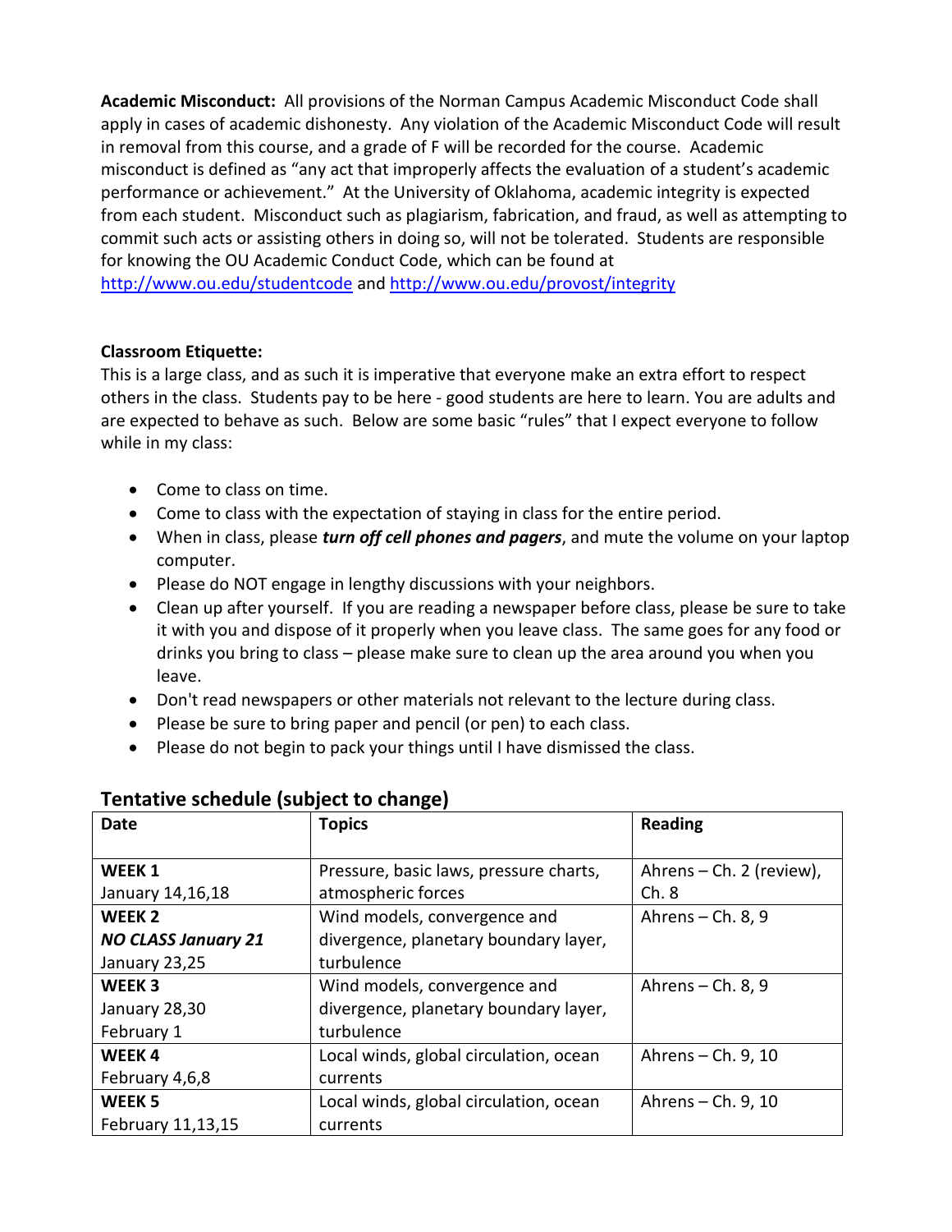**Academic Misconduct:** All provisions of the Norman Campus Academic Misconduct Code shall apply in cases of academic dishonesty. Any violation of the Academic Misconduct Code will result in removal from this course, and a grade of F will be recorded for the course. Academic misconduct is defined as "any act that improperly affects the evaluation of a student's academic performance or achievement." At the University of Oklahoma, academic integrity is expected from each student. Misconduct such as plagiarism, fabrication, and fraud, as well as attempting to commit such acts or assisting others in doing so, will not be tolerated. Students are responsible for knowing the OU Academic Conduct Code, which can be found at http://www.ou.edu/studentcode and http://www.ou.edu/provost/integrity

**Classroom Etiquette:**

This is a large class, and as such it is imperative that everyone make an extra effort to respect others in the class. Students pay to be here - good students are here to learn. You are adults and are expected to behave as such. Below are some basic "rules" that I expect everyone to follow while in my class:

- Come to class on time.
- Come to class with the expectation of staying in class for the entire period.
- When in class, please ***turn off cell phones and pagers***, and mute the volume on your laptop computer.
- Please do NOT engage in lengthy discussions with your neighbors.
- Clean up after yourself. If you are reading a newspaper before class, please be sure to take it with you and dispose of it properly when you leave class. The same goes for any food or drinks you bring to class – please make sure to clean up the area around you when you leave.
- Don't read newspapers or other materials not relevant to the lecture during class.
- Please be sure to bring paper and pencil (or pen) to each class.
- Please do not begin to pack your things until I have dismissed the class.

## Tentative schedule (subject to change)

| Date | Topics | Reading |
|---|---|---|
| **WEEK 1**<br>January 14,16,18 | Pressure, basic laws, pressure charts, atmospheric forces | Ahrens – Ch. 2 (review), Ch. 8 |
| **WEEK 2**<br>***NO CLASS January 21***<br>January 23,25 | Wind models, convergence and divergence, planetary boundary layer, turbulence | Ahrens – Ch. 8, 9 |
| **WEEK 3**<br>January 28,30<br>February 1 | Wind models, convergence and divergence, planetary boundary layer, turbulence | Ahrens – Ch. 8, 9 |
| **WEEK 4**<br>February 4,6,8 | Local winds, global circulation, ocean currents | Ahrens – Ch. 9, 10 |
| **WEEK 5**<br>February 11,13,15 | Local winds, global circulation, ocean currents | Ahrens – Ch. 9, 10 |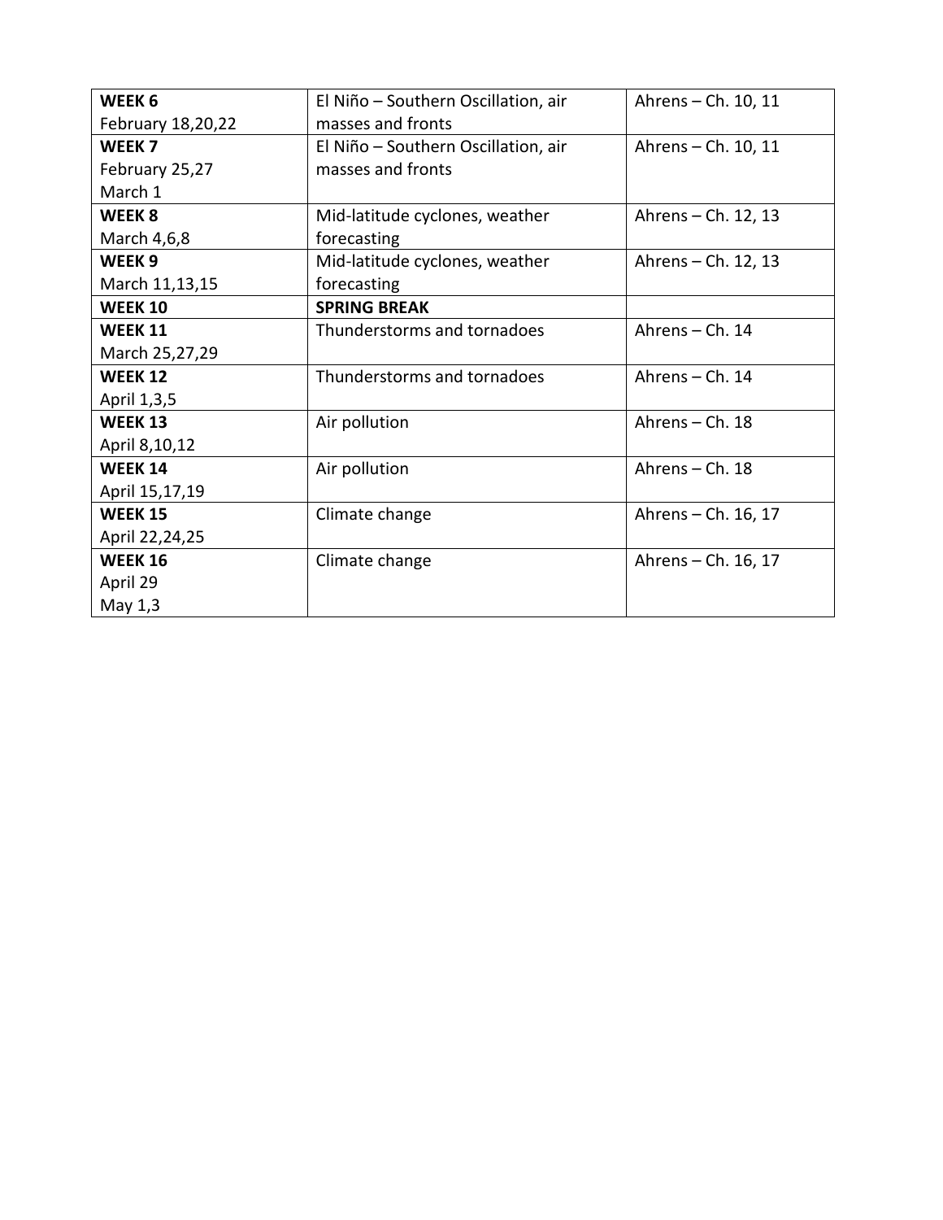| | | |
|---|---|---|
| **WEEK 6**<br>February 18,20,22 | El Niño – Southern Oscillation, air masses and fronts | Ahrens – Ch. 10, 11 |
| **WEEK 7**<br>February 25,27<br>March 1 | El Niño – Southern Oscillation, air masses and fronts | Ahrens – Ch. 10, 11 |
| **WEEK 8**<br>March 4,6,8 | Mid-latitude cyclones, weather forecasting | Ahrens – Ch. 12, 13 |
| **WEEK 9**<br>March 11,13,15 | Mid-latitude cyclones, weather forecasting | Ahrens – Ch. 12, 13 |
| **WEEK 10** | **SPRING BREAK** | |
| **WEEK 11**<br>March 25,27,29 | Thunderstorms and tornadoes | Ahrens – Ch. 14 |
| **WEEK 12**<br>April 1,3,5 | Thunderstorms and tornadoes | Ahrens – Ch. 14 |
| **WEEK 13**<br>April 8,10,12 | Air pollution | Ahrens – Ch. 18 |
| **WEEK 14**<br>April 15,17,19 | Air pollution | Ahrens – Ch. 18 |
| **WEEK 15**<br>April 22,24,25 | Climate change | Ahrens – Ch. 16, 17 |
| **WEEK 16**<br>April 29<br>May 1,3 | Climate change | Ahrens – Ch. 16, 17 |